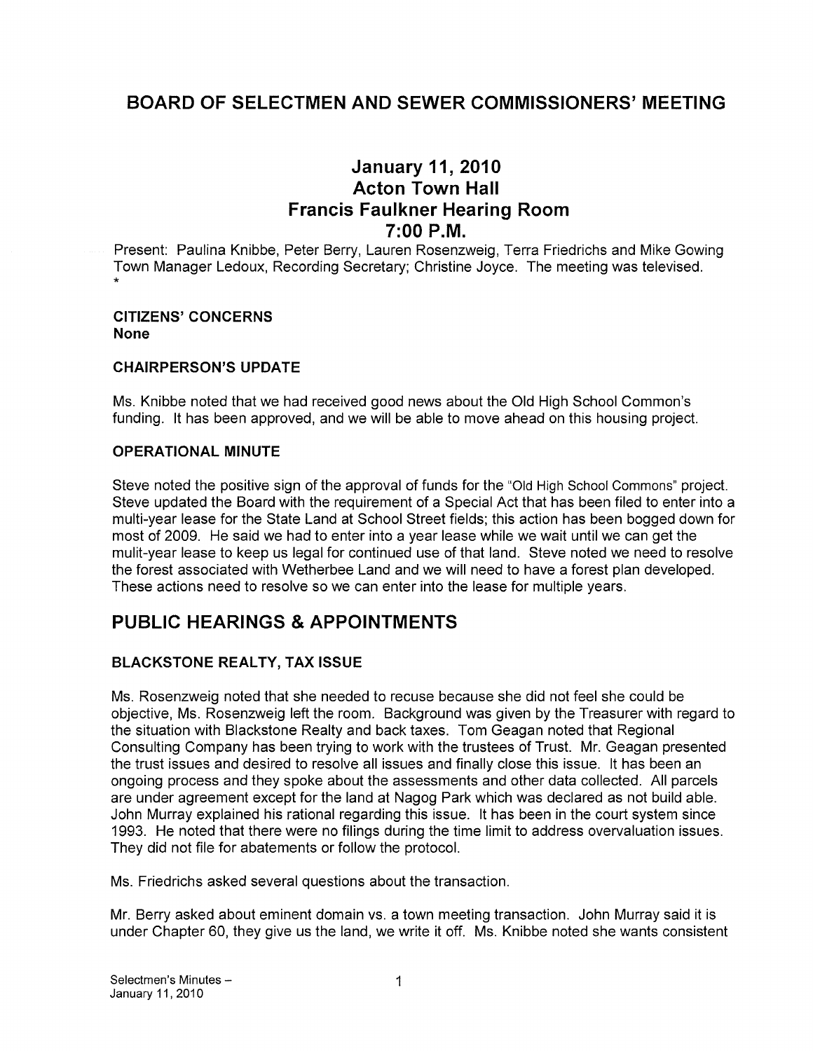# BOARD OF SELECTMEN AND SEWER COMMISSIONERS' MEETING

## January 11, 2010
## Acton Town Hall
## Francis Faulkner Hearing Room
## 7:00 P.M.

Present: Paulina Knibbe, Peter Berry, Lauren Rosenzweig, Terra Friedrichs and Mike Gowing Town Manager Ledoux, Recording Secretary; Christine Joyce. The meeting was televised.

*

**CITIZENS' CONCERNS**
**None**

**CHAIRPERSON'S UPDATE**

Ms. Knibbe noted that we had received good news about the Old High School Common's funding. It has been approved, and we will be able to move ahead on this housing project.

**OPERATIONAL MINUTE**

Steve noted the positive sign of the approval of funds for the "Old High School Commons" project. Steve updated the Board with the requirement of a Special Act that has been filed to enter into a multi-year lease for the State Land at School Street fields; this action has been bogged down for most of 2009. He said we had to enter into a year lease while we wait until we can get the mulit-year lease to keep us legal for continued use of that land. Steve noted we need to resolve the forest associated with Wetherbee Land and we will need to have a forest plan developed. These actions need to resolve so we can enter into the lease for multiple years.

## PUBLIC HEARINGS & APPOINTMENTS

**BLACKSTONE REALTY, TAX ISSUE**

Ms. Rosenzweig noted that she needed to recuse because she did not feel she could be objective, Ms. Rosenzweig left the room. Background was given by the Treasurer with regard to the situation with Blackstone Realty and back taxes. Tom Geagan noted that Regional Consulting Company has been trying to work with the trustees of Trust. Mr. Geagan presented the trust issues and desired to resolve all issues and finally close this issue. It has been an ongoing process and they spoke about the assessments and other data collected. All parcels are under agreement except for the land at Nagog Park which was declared as not build able. John Murray explained his rational regarding this issue. It has been in the court system since 1993. He noted that there were no filings during the time limit to address overvaluation issues. They did not file for abatements or follow the protocol.

Ms. Friedrichs asked several questions about the transaction.

Mr. Berry asked about eminent domain vs. a town meeting transaction. John Murray said it is under Chapter 60, they give us the land, we write it off. Ms. Knibbe noted she wants consistent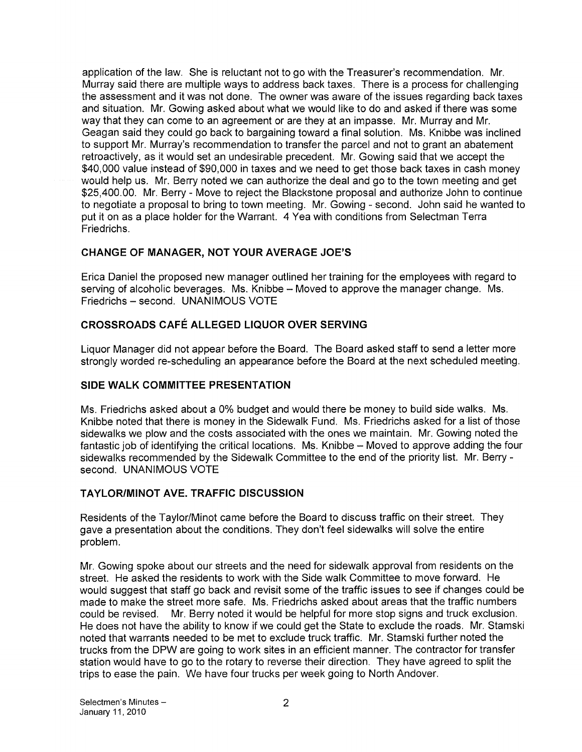application of the law. She is reluctant not to go with the Treasurer's recommendation. Mr. Murray said there are multiple ways to address back taxes. There is a process for challenging the assessment and it was not done. The owner was aware of the issues regarding back taxes and situation. Mr. Gowing asked about what we would like to do and asked if there was some way that they can come to an agreement or are they at an impasse. Mr. Murray and Mr. Geagan said they could go back to bargaining toward a final solution. Ms. Knibbe was inclined to support Mr. Murray's recommendation to transfer the parcel and not to grant an abatement retroactively, as it would set an undesirable precedent. Mr. Gowing said that we accept the $40,000 value instead of $90,000 in taxes and we need to get those back taxes in cash money would help us. Mr. Berry noted we can authorize the deal and go to the town meeting and get $25,400.00. Mr. Berry - Move to reject the Blackstone proposal and authorize John to continue to negotiate a proposal to bring to town meeting. Mr. Gowing - second. John said he wanted to put it on as a place holder for the Warrant. 4 Yea with conditions from Selectman Terra Friedrichs.

### CHANGE OF MANAGER, NOT YOUR AVERAGE JOE'S

Erica Daniel the proposed new manager outlined her training for the employees with regard to serving of alcoholic beverages. Ms. Knibbe – Moved to approve the manager change. Ms. Friedrichs – second. UNANIMOUS VOTE

### CROSSROADS CAFÉ ALLEGED LIQUOR OVER SERVING

Liquor Manager did not appear before the Board. The Board asked staff to send a letter more strongly worded re-scheduling an appearance before the Board at the next scheduled meeting.

### SIDE WALK COMMITTEE PRESENTATION

Ms. Friedrichs asked about a 0% budget and would there be money to build side walks. Ms. Knibbe noted that there is money in the Sidewalk Fund. Ms. Friedrichs asked for a list of those sidewalks we plow and the costs associated with the ones we maintain. Mr. Gowing noted the fantastic job of identifying the critical locations. Ms. Knibbe – Moved to approve adding the four sidewalks recommended by the Sidewalk Committee to the end of the priority list. Mr. Berry - second. UNANIMOUS VOTE

### TAYLOR/MINOT AVE. TRAFFIC DISCUSSION

Residents of the Taylor/Minot came before the Board to discuss traffic on their street. They gave a presentation about the conditions. They don't feel sidewalks will solve the entire problem.

Mr. Gowing spoke about our streets and the need for sidewalk approval from residents on the street. He asked the residents to work with the Side walk Committee to move forward. He would suggest that staff go back and revisit some of the traffic issues to see if changes could be made to make the street more safe. Ms. Friedrichs asked about areas that the traffic numbers could be revised. Mr. Berry noted it would be helpful for more stop signs and truck exclusion. He does not have the ability to know if we could get the State to exclude the roads. Mr. Stamski noted that warrants needed to be met to exclude truck traffic. Mr. Stamski further noted the trucks from the DPW are going to work sites in an efficient manner. The contractor for transfer station would have to go to the rotary to reverse their direction. They have agreed to split the trips to ease the pain. We have four trucks per week going to North Andover.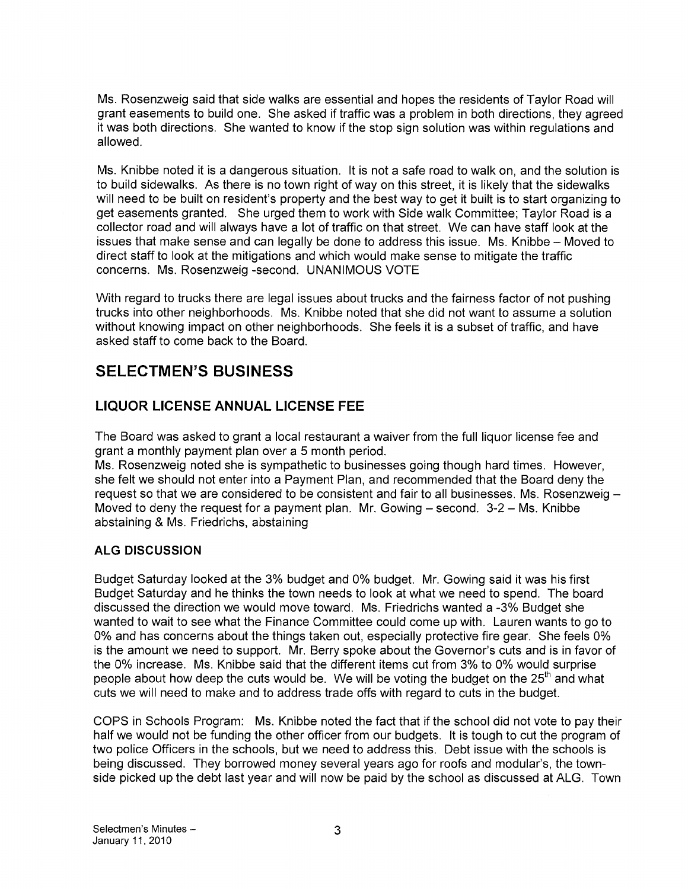Ms. Rosenzweig said that side walks are essential and hopes the residents of Taylor Road will grant easements to build one. She asked if traffic was a problem in both directions, they agreed it was both directions. She wanted to know if the stop sign solution was within regulations and allowed.

Ms. Knibbe noted it is a dangerous situation. It is not a safe road to walk on, and the solution is to build sidewalks. As there is no town right of way on this street, it is likely that the sidewalks will need to be built on resident's property and the best way to get it built is to start organizing to get easements granted. She urged them to work with Side walk Committee; Taylor Road is a collector road and will always have a lot of traffic on that street. We can have staff look at the issues that make sense and can legally be done to address this issue. Ms. Knibbe – Moved to direct staff to look at the mitigations and which would make sense to mitigate the traffic concerns. Ms. Rosenzweig -second. UNANIMOUS VOTE

With regard to trucks there are legal issues about trucks and the fairness factor of not pushing trucks into other neighborhoods. Ms. Knibbe noted that she did not want to assume a solution without knowing impact on other neighborhoods. She feels it is a subset of traffic, and have asked staff to come back to the Board.

## SELECTMEN'S BUSINESS

### LIQUOR LICENSE ANNUAL LICENSE FEE

The Board was asked to grant a local restaurant a waiver from the full liquor license fee and grant a monthly payment plan over a 5 month period.

Ms. Rosenzweig noted she is sympathetic to businesses going though hard times. However, she felt we should not enter into a Payment Plan, and recommended that the Board deny the request so that we are considered to be consistent and fair to all businesses. Ms. Rosenzweig – Moved to deny the request for a payment plan. Mr. Gowing – second. 3-2 – Ms. Knibbe abstaining & Ms. Friedrichs, abstaining

#### ALG DISCUSSION

Budget Saturday looked at the 3% budget and 0% budget. Mr. Gowing said it was his first Budget Saturday and he thinks the town needs to look at what we need to spend. The board discussed the direction we would move toward. Ms. Friedrichs wanted a -3% Budget she wanted to wait to see what the Finance Committee could come up with. Lauren wants to go to 0% and has concerns about the things taken out, especially protective fire gear. She feels 0% is the amount we need to support. Mr. Berry spoke about the Governor's cuts and is in favor of the 0% increase. Ms. Knibbe said that the different items cut from 3% to 0% would surprise people about how deep the cuts would be. We will be voting the budget on the 25th and what cuts we will need to make and to address trade offs with regard to cuts in the budget.

COPS in Schools Program: Ms. Knibbe noted the fact that if the school did not vote to pay their half we would not be funding the other officer from our budgets. It is tough to cut the program of two police Officers in the schools, but we need to address this. Debt issue with the schools is being discussed. They borrowed money several years ago for roofs and modular's, the town-side picked up the debt last year and will now be paid by the school as discussed at ALG. Town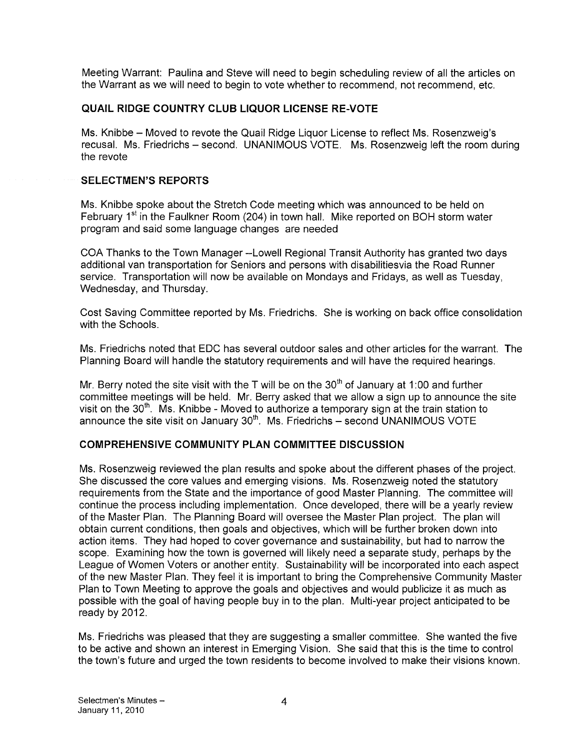Meeting Warrant: Paulina and Steve will need to begin scheduling review of all the articles on the Warrant as we will need to begin to vote whether to recommend, not recommend, etc.

## QUAIL RIDGE COUNTRY CLUB LIQUOR LICENSE RE-VOTE

Ms. Knibbe – Moved to revote the Quail Ridge Liquor License to reflect Ms. Rosenzweig's recusal. Ms. Friedrichs – second. UNANIMOUS VOTE. Ms. Rosenzweig left the room during the revote

## SELECTMEN'S REPORTS

Ms. Knibbe spoke about the Stretch Code meeting which was announced to be held on February 1st in the Faulkner Room (204) in town hall. Mike reported on BOH storm water program and said some language changes are needed

COA Thanks to the Town Manager --Lowell Regional Transit Authority has granted two days additional van transportation for Seniors and persons with disabilitiesvia the Road Runner service. Transportation will now be available on Mondays and Fridays, as well as Tuesday, Wednesday, and Thursday.

Cost Saving Committee reported by Ms. Friedrichs. She is working on back office consolidation with the Schools.

Ms. Friedrichs noted that EDC has several outdoor sales and other articles for the warrant. The Planning Board will handle the statutory requirements and will have the required hearings.

Mr. Berry noted the site visit with the T will be on the 30th of January at 1:00 and further committee meetings will be held. Mr. Berry asked that we allow a sign up to announce the site visit on the 30th. Ms. Knibbe - Moved to authorize a temporary sign at the train station to announce the site visit on January 30th. Ms. Friedrichs – second UNANIMOUS VOTE

## COMPREHENSIVE COMMUNITY PLAN COMMITTEE DISCUSSION

Ms. Rosenzweig reviewed the plan results and spoke about the different phases of the project. She discussed the core values and emerging visions. Ms. Rosenzweig noted the statutory requirements from the State and the importance of good Master Planning. The committee will continue the process including implementation. Once developed, there will be a yearly review of the Master Plan. The Planning Board will oversee the Master Plan project. The plan will obtain current conditions, then goals and objectives, which will be further broken down into action items. They had hoped to cover governance and sustainability, but had to narrow the scope. Examining how the town is governed will likely need a separate study, perhaps by the League of Women Voters or another entity. Sustainability will be incorporated into each aspect of the new Master Plan. They feel it is important to bring the Comprehensive Community Master Plan to Town Meeting to approve the goals and objectives and would publicize it as much as possible with the goal of having people buy in to the plan. Multi-year project anticipated to be ready by 2012.

Ms. Friedrichs was pleased that they are suggesting a smaller committee. She wanted the five to be active and shown an interest in Emerging Vision. She said that this is the time to control the town's future and urged the town residents to become involved to make their visions known.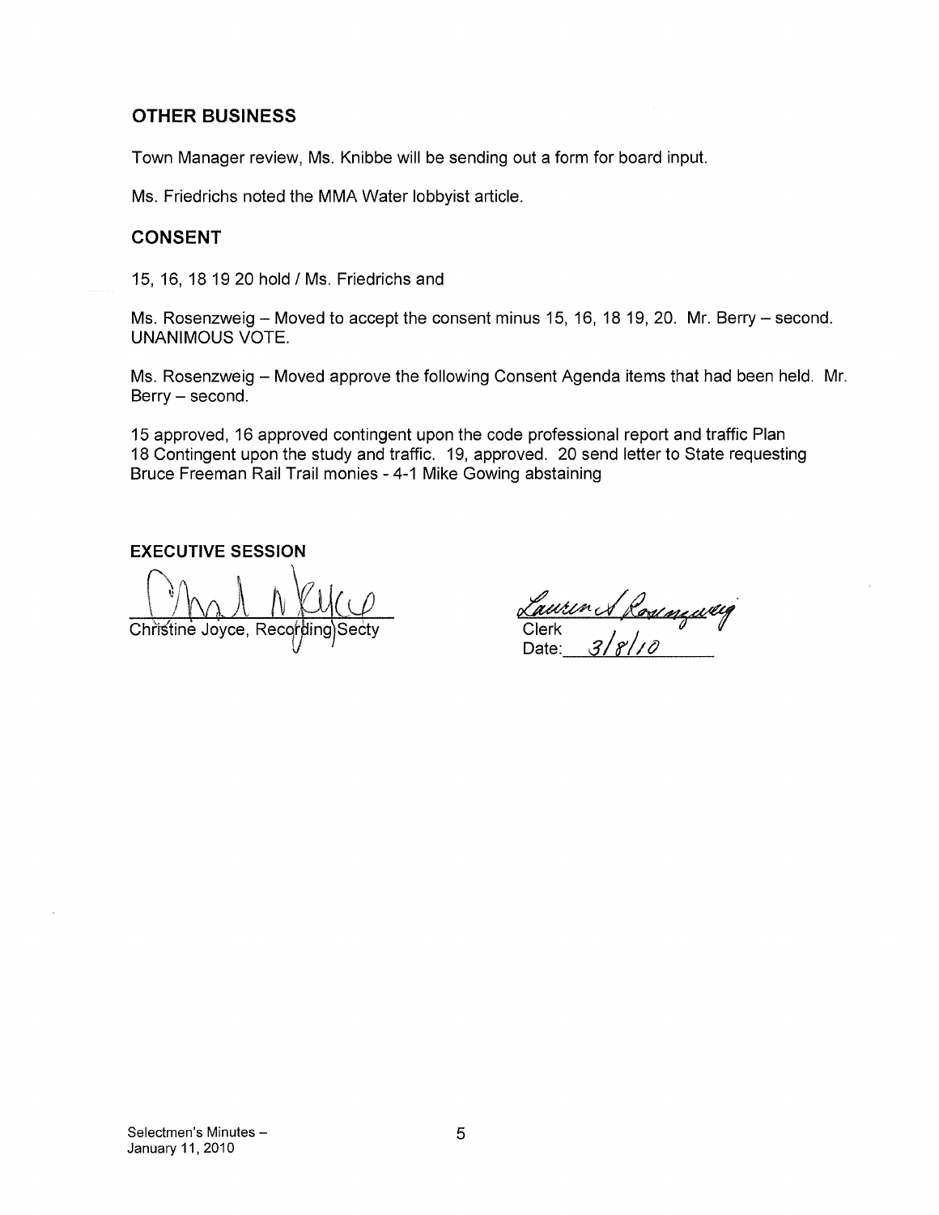## OTHER BUSINESS

Town Manager review, Ms. Knibbe will be sending out a form for board input.

Ms. Friedrichs noted the MMA Water lobbyist article.

## CONSENT

15, 16, 18 19 20 hold / Ms. Friedrichs and

Ms. Rosenzweig – Moved to accept the consent minus 15, 16, 18 19, 20. Mr. Berry – second. UNANIMOUS VOTE.

Ms. Rosenzweig – Moved approve the following Consent Agenda items that had been held. Mr. Berry – second.

15 approved, 16 approved contingent upon the code professional report and traffic Plan
18 Contingent upon the study and traffic. 19, approved. 20 send letter to State requesting Bruce Freeman Rail Trail monies - 4-1 Mike Gowing abstaining

**EXECUTIVE SESSION**

Christine Joyce, Recording Secty

Lauren A Rosenzweig
Clerk
Date: 3/8/10

Selectmen's Minutes – January 11, 2010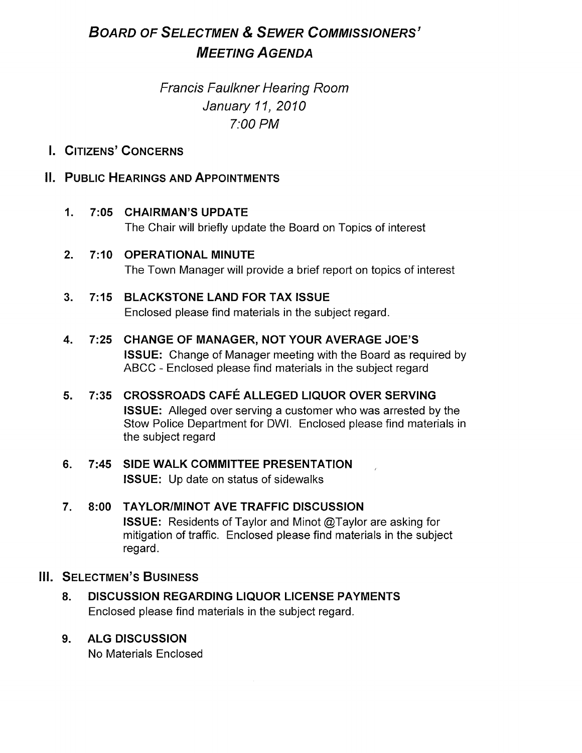# *BOARD OF SELECTMEN & SEWER COMMISSIONERS' MEETING AGENDA*

*Francis Faulkner Hearing Room*
*January 11, 2010*
*7:00 PM*

## I. CITIZENS' CONCERNS

## II. PUBLIC HEARINGS AND APPOINTMENTS

1. **7:05 CHAIRMAN'S UPDATE**
   The Chair will briefly update the Board on Topics of interest

2. **7:10 OPERATIONAL MINUTE**
   The Town Manager will provide a brief report on topics of interest

3. **7:15 BLACKSTONE LAND FOR TAX ISSUE**
   Enclosed please find materials in the subject regard.

4. **7:25 CHANGE OF MANAGER, NOT YOUR AVERAGE JOE'S**
   **ISSUE:** Change of Manager meeting with the Board as required by ABCC - Enclosed please find materials in the subject regard

5. **7:35 CROSSROADS CAFÉ ALLEGED LIQUOR OVER SERVING**
   **ISSUE:** Alleged over serving a customer who was arrested by the Stow Police Department for DWI. Enclosed please find materials in the subject regard

6. **7:45 SIDE WALK COMMITTEE PRESENTATION**
   **ISSUE:** Up date on status of sidewalks

7. **8:00 TAYLOR/MINOT AVE TRAFFIC DISCUSSION**
   **ISSUE:** Residents of Taylor and Minot @Taylor are asking for mitigation of traffic. Enclosed please find materials in the subject regard.

## III. SELECTMEN'S BUSINESS

8. **DISCUSSION REGARDING LIQUOR LICENSE PAYMENTS**
   Enclosed please find materials in the subject regard.

9. **ALG DISCUSSION**
   No Materials Enclosed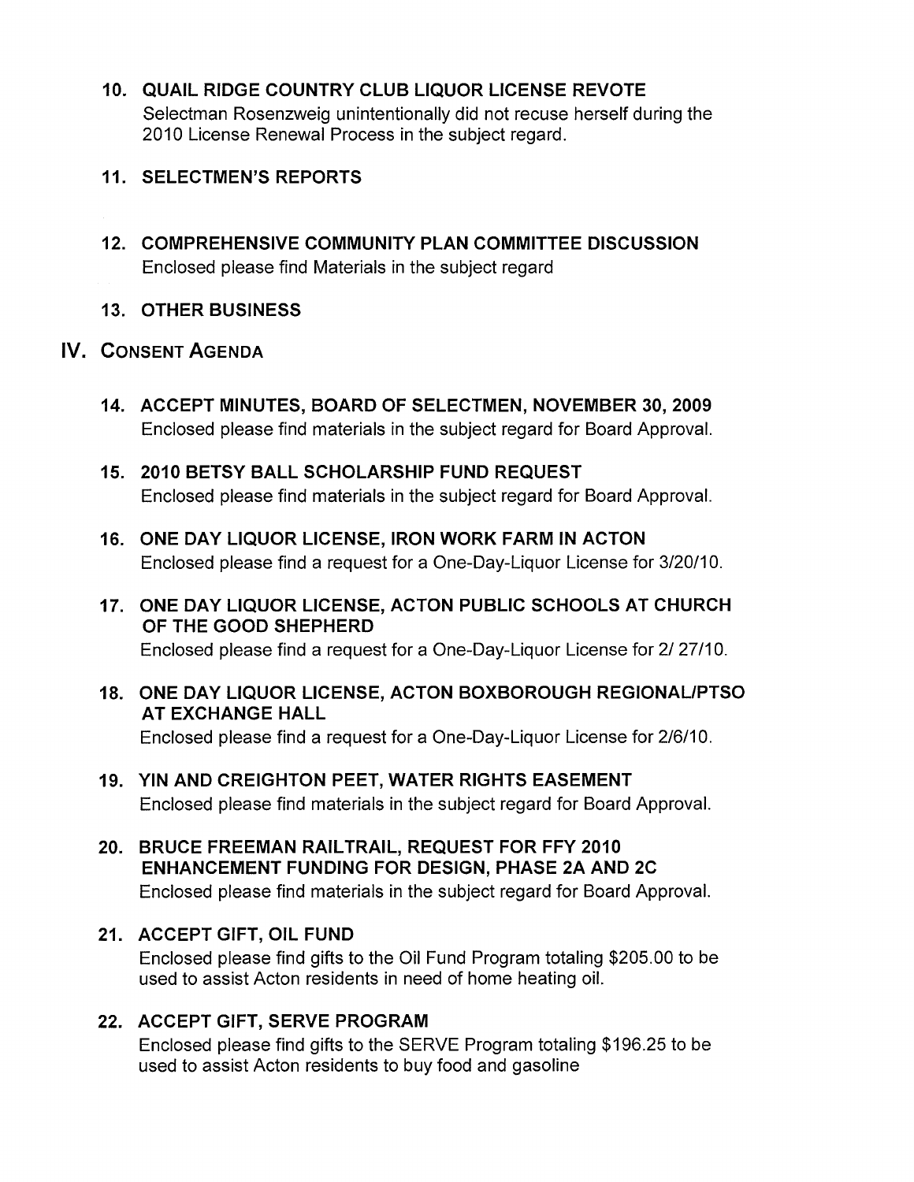**10. QUAIL RIDGE COUNTRY CLUB LIQUOR LICENSE REVOTE**

Selectman Rosenzweig unintentionally did not recuse herself during the 2010 License Renewal Process in the subject regard.

**11. SELECTMEN'S REPORTS**

**12. COMPREHENSIVE COMMUNITY PLAN COMMITTEE DISCUSSION**

Enclosed please find Materials in the subject regard

**13. OTHER BUSINESS**

## IV. CONSENT AGENDA

**14. ACCEPT MINUTES, BOARD OF SELECTMEN, NOVEMBER 30, 2009**

Enclosed please find materials in the subject regard for Board Approval.

**15. 2010 BETSY BALL SCHOLARSHIP FUND REQUEST**

Enclosed please find materials in the subject regard for Board Approval.

**16. ONE DAY LIQUOR LICENSE, IRON WORK FARM IN ACTON**

Enclosed please find a request for a One-Day-Liquor License for 3/20/10.

**17. ONE DAY LIQUOR LICENSE, ACTON PUBLIC SCHOOLS AT CHURCH OF THE GOOD SHEPHERD**

Enclosed please find a request for a One-Day-Liquor License for 2/ 27/10.

**18. ONE DAY LIQUOR LICENSE, ACTON BOXBOROUGH REGIONAL/PTSO AT EXCHANGE HALL**

Enclosed please find a request for a One-Day-Liquor License for 2/6/10.

**19. YIN AND CREIGHTON PEET, WATER RIGHTS EASEMENT**

Enclosed please find materials in the subject regard for Board Approval.

**20. BRUCE FREEMAN RAILTRAIL, REQUEST FOR FFY 2010 ENHANCEMENT FUNDING FOR DESIGN, PHASE 2A AND 2C**

Enclosed please find materials in the subject regard for Board Approval.

**21. ACCEPT GIFT, OIL FUND**

Enclosed please find gifts to the Oil Fund Program totaling $205.00 to be used to assist Acton residents in need of home heating oil.

**22. ACCEPT GIFT, SERVE PROGRAM**

Enclosed please find gifts to the SERVE Program totaling $196.25 to be used to assist Acton residents to buy food and gasoline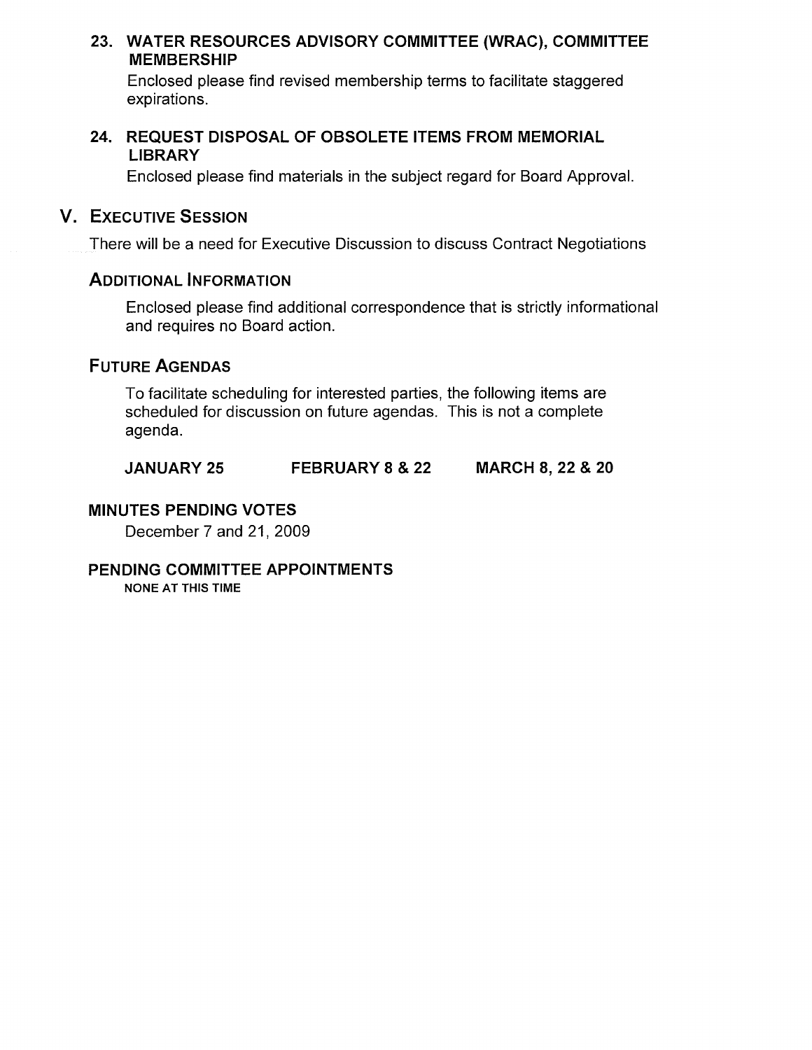### 23. WATER RESOURCES ADVISORY COMMITTEE (WRAC), COMMITTEE MEMBERSHIP

Enclosed please find revised membership terms to facilitate staggered expirations.

### 24. REQUEST DISPOSAL OF OBSOLETE ITEMS FROM MEMORIAL LIBRARY

Enclosed please find materials in the subject regard for Board Approval.

## V. EXECUTIVE SESSION

There will be a need for Executive Discussion to discuss Contract Negotiations

### ADDITIONAL INFORMATION

Enclosed please find additional correspondence that is strictly informational and requires no Board action.

### FUTURE AGENDAS

To facilitate scheduling for interested parties, the following items are scheduled for discussion on future agendas. This is not a complete agenda.

| JANUARY 25 | FEBRUARY 8 & 22 | MARCH 8, 22 & 20 |
| --- | --- | --- |

### MINUTES PENDING VOTES

December 7 and 21, 2009

### PENDING COMMITTEE APPOINTMENTS

NONE AT THIS TIME